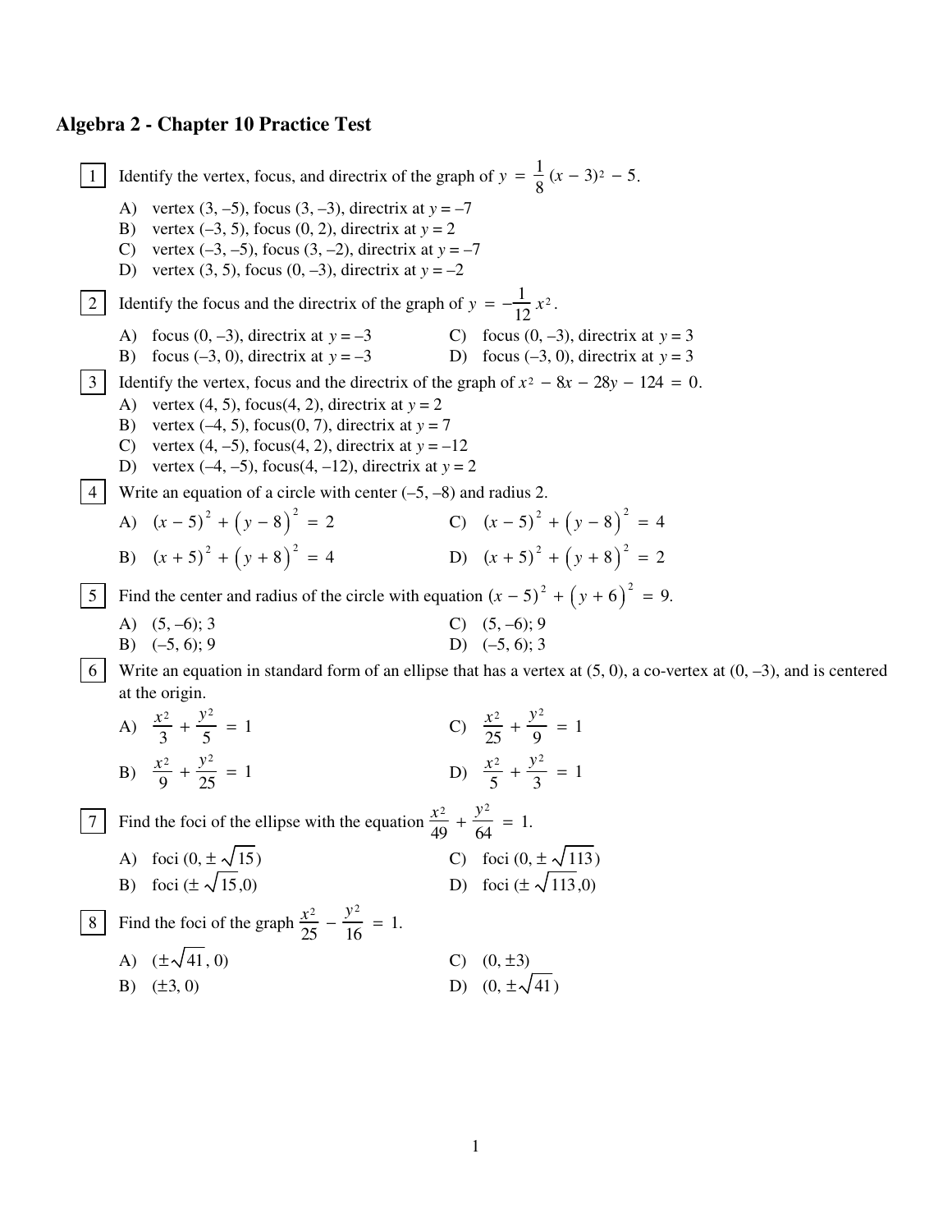# Algebra 2 - Chapter 10 Practice Test

**1** Identify the vertex, focus, and directrix of the graph of $y = \frac{1}{8}(x - 3)^2 - 5$.

A) vertex (3, –5), focus (3, –3), directrix at $y = –7$
B) vertex (–3, 5), focus (0, 2), directrix at $y = 2$
C) vertex (–3, –5), focus (3, –2), directrix at $y = –7$
D) vertex (3, 5), focus (0, –3), directrix at $y = –2$

**2** Identify the focus and the directrix of the graph of $y = -\frac{1}{12}x^2$.

A) focus (0, –3), directrix at $y = –3$
B) focus (–3, 0), directrix at $y = –3$
C) focus (0, –3), directrix at $y = 3$
D) focus (–3, 0), directrix at $y = 3$

**3** Identify the vertex, focus and the directrix of the graph of $x^2 - 8x - 28y - 124 = 0$.

A) vertex (4, 5), focus(4, 2), directrix at $y = 2$
B) vertex (–4, 5), focus(0, 7), directrix at $y = 7$
C) vertex (4, –5), focus(4, 2), directrix at $y = –12$
D) vertex (–4, –5), focus(4, –12), directrix at $y = 2$

**4** Write an equation of a circle with center (–5, –8) and radius 2.

A) $(x - 5)^2 + (y - 8)^2 = 2$
B) $(x + 5)^2 + (y + 8)^2 = 4$
C) $(x - 5)^2 + (y - 8)^2 = 4$
D) $(x + 5)^2 + (y + 8)^2 = 2$

**5** Find the center and radius of the circle with equation $(x - 5)^2 + (y + 6)^2 = 9$.

A) (5, –6); 3
B) (–5, 6); 9
C) (5, –6); 9
D) (–5, 6); 3

**6** Write an equation in standard form of an ellipse that has a vertex at (5, 0), a co-vertex at (0, –3), and is centered at the origin.

A) $\frac{x^2}{3} + \frac{y^2}{5} = 1$
B) $\frac{x^2}{9} + \frac{y^2}{25} = 1$
C) $\frac{x^2}{25} + \frac{y^2}{9} = 1$
D) $\frac{x^2}{5} + \frac{y^2}{3} = 1$

**7** Find the foci of the ellipse with the equation $\frac{x^2}{49} + \frac{y^2}{64} = 1$.

A) foci $(0, \pm\sqrt{15})$
B) foci $(\pm\sqrt{15}, 0)$
C) foci $(0, \pm\sqrt{113})$
D) foci $(\pm\sqrt{113}, 0)$

**8** Find the foci of the graph $\frac{x^2}{25} - \frac{y^2}{16} = 1$.

A) $(\pm\sqrt{41}, 0)$
B) $(\pm 3, 0)$
C) $(0, \pm 3)$
D) $(0, \pm\sqrt{41})$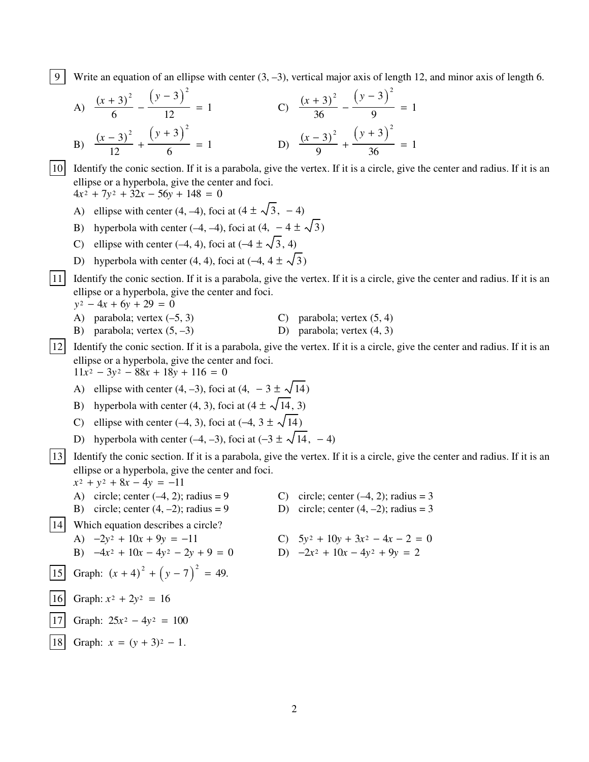9. Write an equation of an ellipse with center (3, –3), vertical major axis of length 12, and minor axis of length 6.

   A) $\dfrac{(x+3)^2}{6} - \dfrac{(y-3)^2}{12} = 1$

   B) $\dfrac{(x-3)^2}{12} + \dfrac{(y+3)^2}{6} = 1$

   C) $\dfrac{(x+3)^2}{36} - \dfrac{(y-3)^2}{9} = 1$

   D) $\dfrac{(x-3)^2}{9} + \dfrac{(y+3)^2}{36} = 1$

10. Identify the conic section. If it is a parabola, give the vertex. If it is a circle, give the center and radius. If it is an ellipse or a hyperbola, give the center and foci.
    $4x^2 + 7y^2 + 32x - 56y + 148 = 0$

    A) ellipse with center (4, –4), foci at $(4 \pm \sqrt{3},\ -4)$
    B) hyperbola with center (–4, –4), foci at $(4,\ -4 \pm \sqrt{3})$
    C) ellipse with center (–4, 4), foci at $(-4 \pm \sqrt{3},\ 4)$
    D) hyperbola with center (4, 4), foci at $(-4,\ 4 \pm \sqrt{3})$

11. Identify the conic section. If it is a parabola, give the vertex. If it is a circle, give the center and radius. If it is an ellipse or a hyperbola, give the center and foci.
    $y^2 - 4x + 6y + 29 = 0$

    A) parabola; vertex (–5, 3)
    B) parabola; vertex (5, –3)
    C) parabola; vertex (5, 4)
    D) parabola; vertex (4, 3)

12. Identify the conic section. If it is a parabola, give the vertex. If it is a circle, give the center and radius. If it is an ellipse or a hyperbola, give the center and foci.
    $11x^2 - 3y^2 - 88x + 18y + 116 = 0$

    A) ellipse with center (4, –3), foci at $(4,\ -3 \pm \sqrt{14})$
    B) hyperbola with center (4, 3), foci at $(4 \pm \sqrt{14},\ 3)$
    C) ellipse with center (–4, 3), foci at $(-4,\ 3 \pm \sqrt{14})$
    D) hyperbola with center (–4, –3), foci at $(-3 \pm \sqrt{14},\ -4)$

13. Identify the conic section. If it is a parabola, give the vertex. If it is a circle, give the center and radius. If it is an ellipse or a hyperbola, give the center and foci.
    $x^2 + y^2 + 8x - 4y = -11$

    A) circle; center (–4, 2); radius = 9
    B) circle; center (4, –2); radius = 9
    C) circle; center (–4, 2); radius = 3
    D) circle; center (4, –2); radius = 3

14. Which equation describes a circle?

    A) $-2y^2 + 10x + 9y = -11$
    B) $-4x^2 + 10x - 4y^2 - 2y + 9 = 0$
    C) $5y^2 + 10y + 3x^2 - 4x - 2 = 0$
    D) $-2x^2 + 10x - 4y^2 + 9y = 2$

15. Graph: $(x+4)^2 + (y-7)^2 = 49$.

16. Graph: $x^2 + 2y^2 = 16$

17. Graph: $25x^2 - 4y^2 = 100$

18. Graph: $x = (y+3)^2 - 1$.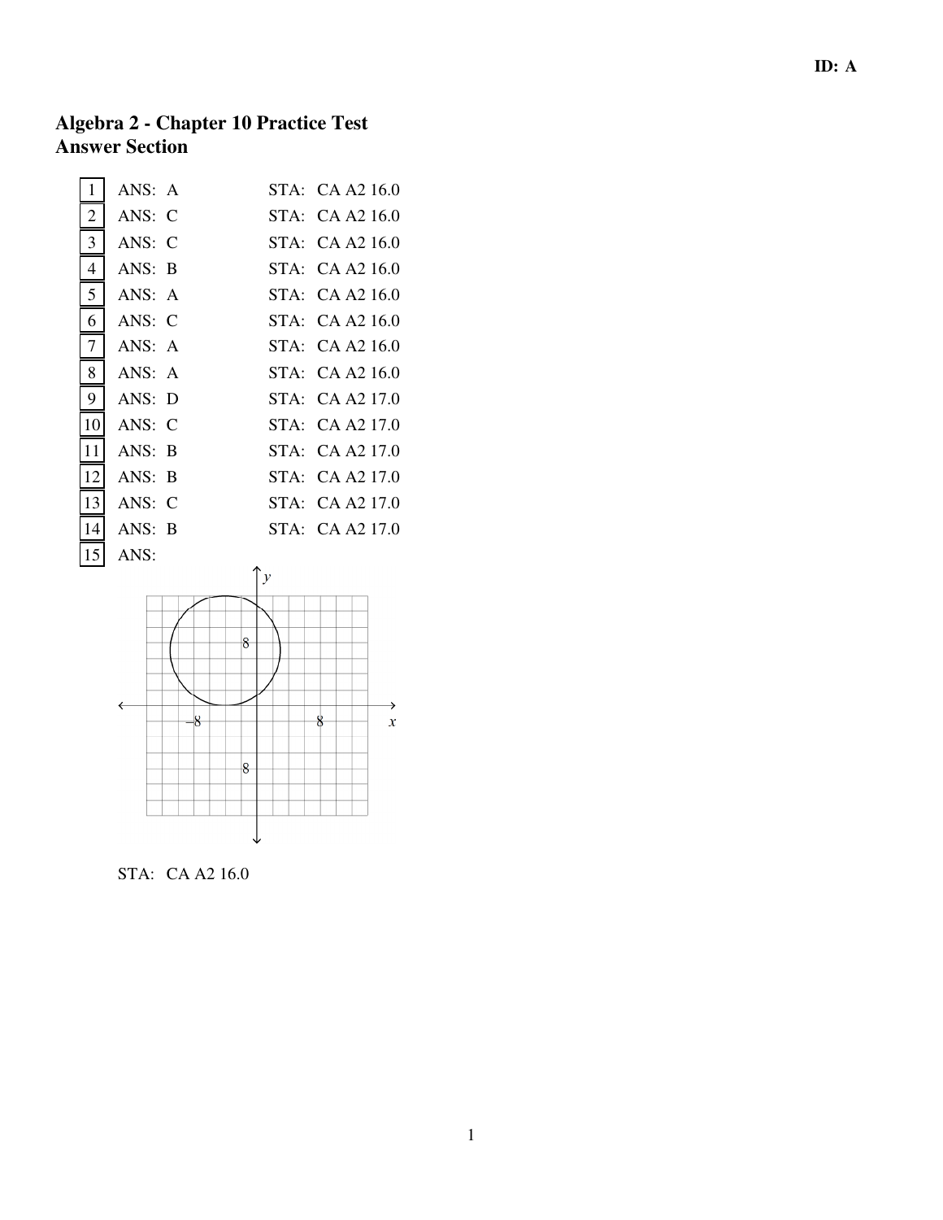**ID: A**

# Algebra 2 - Chapter 10 Practice Test
## Answer Section

| # | ANS | STA |
|---|---|---|
| 1 | A | CA A2 16.0 |
| 2 | C | CA A2 16.0 |
| 3 | C | CA A2 16.0 |
| 4 | B | CA A2 16.0 |
| 5 | A | CA A2 16.0 |
| 6 | C | CA A2 16.0 |
| 7 | A | CA A2 16.0 |
| 8 | A | CA A2 16.0 |
| 9 | D | CA A2 17.0 |
| 10 | C | CA A2 17.0 |
| 11 | B | CA A2 17.0 |
| 12 | B | CA A2 17.0 |
| 13 | C | CA A2 17.0 |
| 14 | B | CA A2 17.0 |

15 ANS:

STA: CA A2 16.0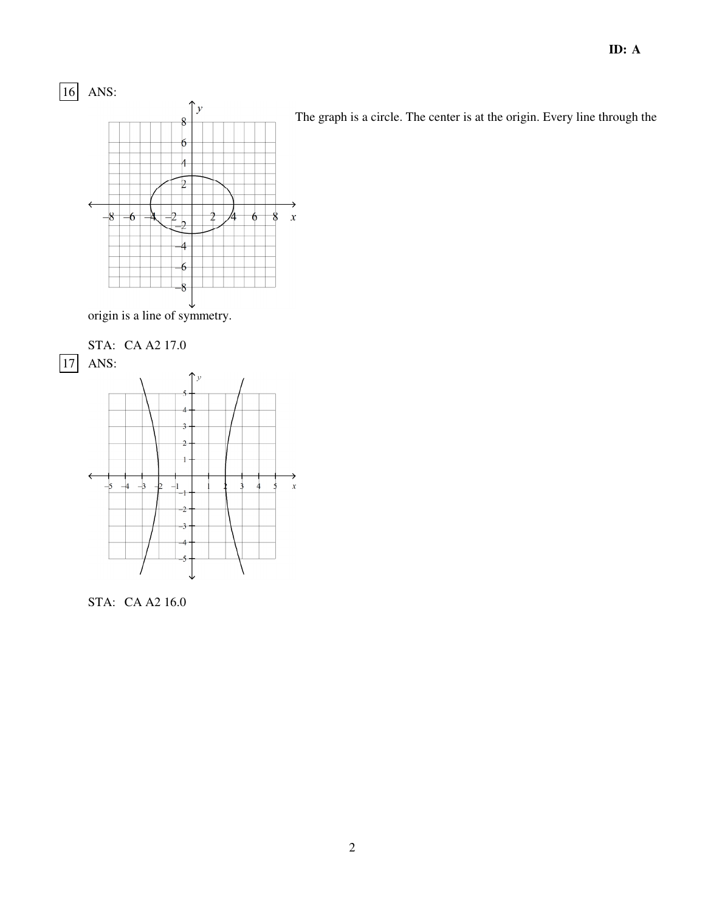16 ANS:

The graph is a circle. The center is at the origin. Every line through the origin is a line of symmetry.

STA: CA A2 17.0

17 ANS:

STA: CA A2 16.0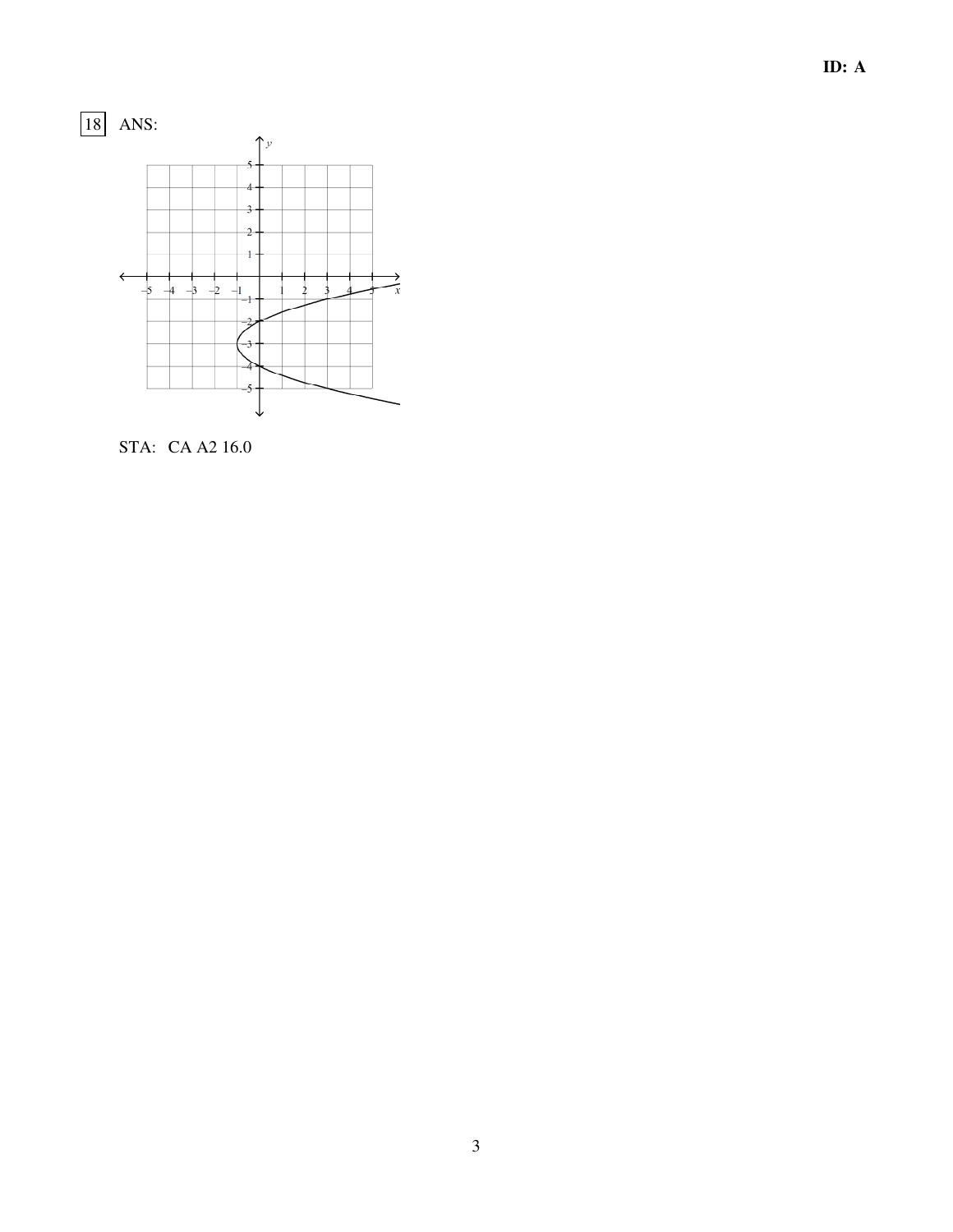18 ANS:

y

5
4
3
2
1

–5 –4 –3 –2 –1 1 2 3 4 5 x

–1
–2
–3
–4
–5

STA: CA A2 16.0